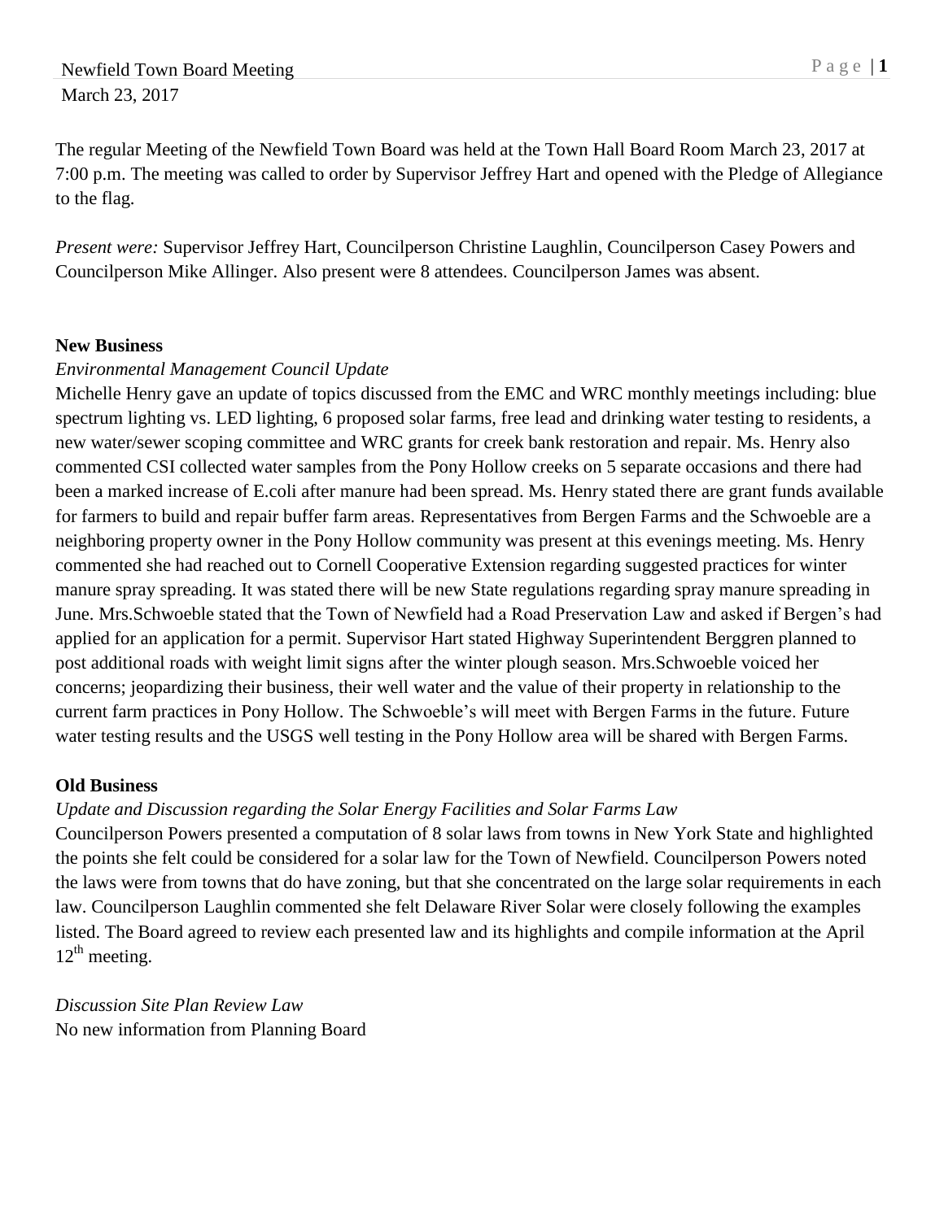Newfield Town Board Meeting
March 23, 2017

The regular Meeting of the Newfield Town Board was held at the Town Hall Board Room March 23, 2017 at 7:00 p.m. The meeting was called to order by Supervisor Jeffrey Hart and opened with the Pledge of Allegiance to the flag.

*Present were:* Supervisor Jeffrey Hart, Councilperson Christine Laughlin, Councilperson Casey Powers and Councilperson Mike Allinger. Also present were 8 attendees. Councilperson James was absent.

**New Business**

*Environmental Management Council Update*

Michelle Henry gave an update of topics discussed from the EMC and WRC monthly meetings including: blue spectrum lighting vs. LED lighting, 6 proposed solar farms, free lead and drinking water testing to residents, a new water/sewer scoping committee and WRC grants for creek bank restoration and repair. Ms. Henry also commented CSI collected water samples from the Pony Hollow creeks on 5 separate occasions and there had been a marked increase of E.coli after manure had been spread. Ms. Henry stated there are grant funds available for farmers to build and repair buffer farm areas. Representatives from Bergen Farms and the Schwoeble are a neighboring property owner in the Pony Hollow community was present at this evenings meeting. Ms. Henry commented she had reached out to Cornell Cooperative Extension regarding suggested practices for winter manure spray spreading. It was stated there will be new State regulations regarding spray manure spreading in June. Mrs.Schwoeble stated that the Town of Newfield had a Road Preservation Law and asked if Bergen's had applied for an application for a permit. Supervisor Hart stated Highway Superintendent Berggren planned to post additional roads with weight limit signs after the winter plough season. Mrs.Schwoeble voiced her concerns; jeopardizing their business, their well water and the value of their property in relationship to the current farm practices in Pony Hollow. The Schwoeble's will meet with Bergen Farms in the future. Future water testing results and the USGS well testing in the Pony Hollow area will be shared with Bergen Farms.

**Old Business**

*Update and Discussion regarding the Solar Energy Facilities and Solar Farms Law*

Councilperson Powers presented a computation of 8 solar laws from towns in New York State and highlighted the points she felt could be considered for a solar law for the Town of Newfield. Councilperson Powers noted the laws were from towns that do have zoning, but that she concentrated on the large solar requirements in each law. Councilperson Laughlin commented she felt Delaware River Solar were closely following the examples listed. The Board agreed to review each presented law and its highlights and compile information at the April 12th meeting.

*Discussion Site Plan Review Law*

No new information from Planning Board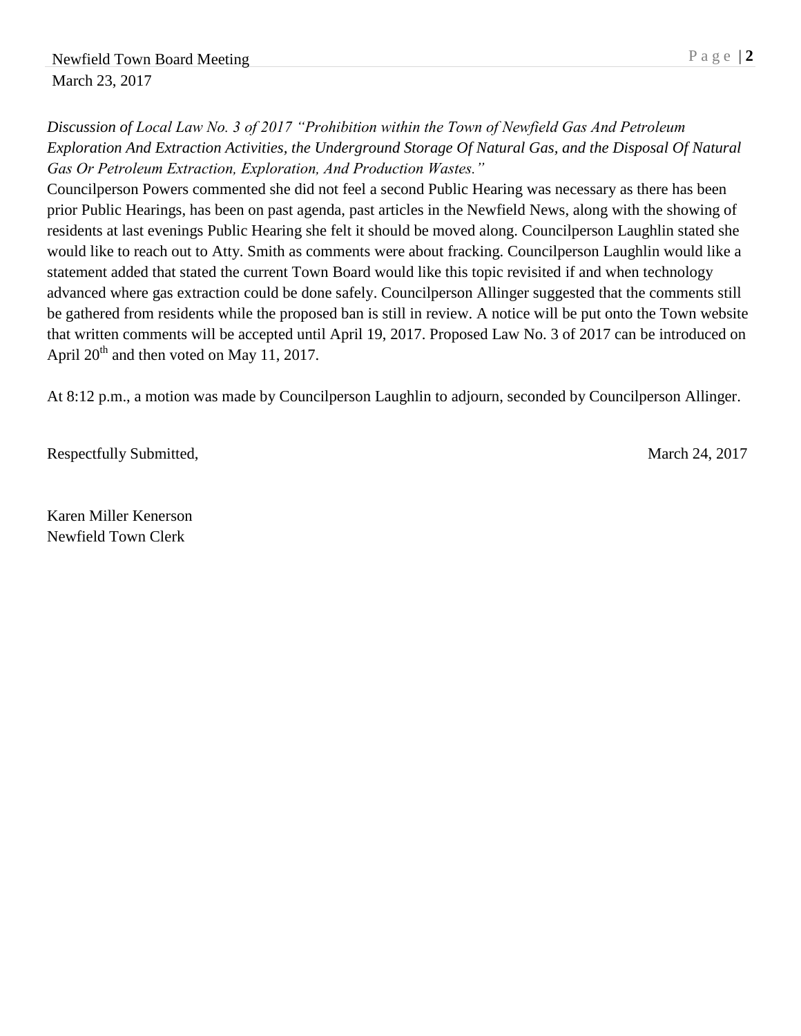*Discussion of Local Law No. 3 of 2017 "Prohibition within the Town of Newfield Gas And Petroleum Exploration And Extraction Activities, the Underground Storage Of Natural Gas, and the Disposal Of Natural Gas Or Petroleum Extraction, Exploration, And Production Wastes."*

Councilperson Powers commented she did not feel a second Public Hearing was necessary as there has been prior Public Hearings, has been on past agenda, past articles in the Newfield News, along with the showing of residents at last evenings Public Hearing she felt it should be moved along. Councilperson Laughlin stated she would like to reach out to Atty. Smith as comments were about fracking. Councilperson Laughlin would like a statement added that stated the current Town Board would like this topic revisited if and when technology advanced where gas extraction could be done safely. Councilperson Allinger suggested that the comments still be gathered from residents while the proposed ban is still in review. A notice will be put onto the Town website that written comments will be accepted until April 19, 2017. Proposed Law No. 3 of 2017 can be introduced on April 20th and then voted on May 11, 2017.

At 8:12 p.m., a motion was made by Councilperson Laughlin to adjourn, seconded by Councilperson Allinger.

Respectfully Submitted, March 24, 2017

Karen Miller Kenerson
Newfield Town Clerk